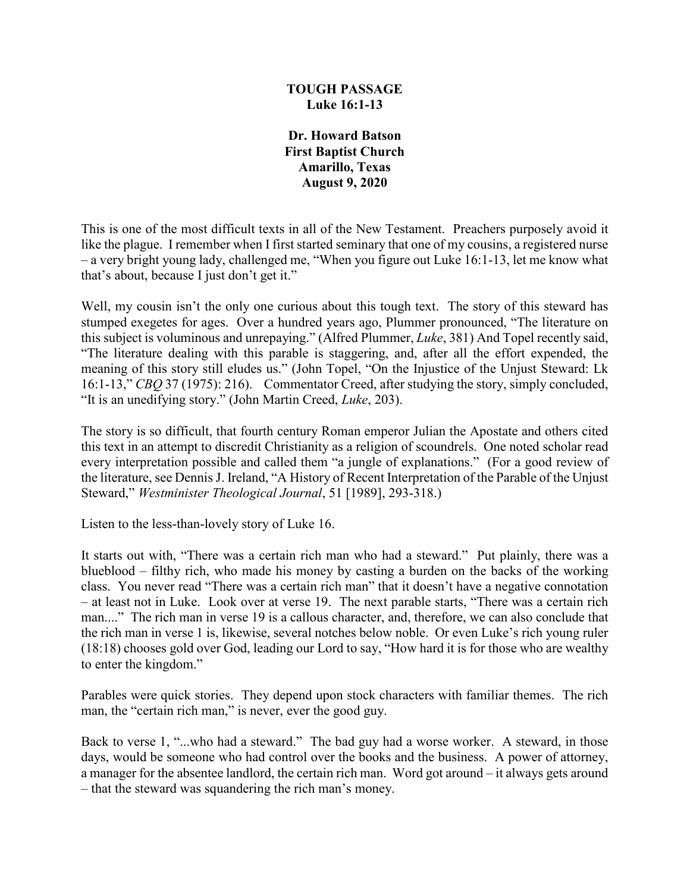**TOUGH PASSAGE**
**Luke 16:1-13**

**Dr. Howard Batson**
**First Baptist Church**
**Amarillo, Texas**
**August 9, 2020**

This is one of the most difficult texts in all of the New Testament. Preachers purposely avoid it like the plague. I remember when I first started seminary that one of my cousins, a registered nurse – a very bright young lady, challenged me, "When you figure out Luke 16:1-13, let me know what that's about, because I just don't get it."

Well, my cousin isn't the only one curious about this tough text. The story of this steward has stumped exegetes for ages. Over a hundred years ago, Plummer pronounced, "The literature on this subject is voluminous and unrepaying." (Alfred Plummer, *Luke*, 381) And Topel recently said, "The literature dealing with this parable is staggering, and, after all the effort expended, the meaning of this story still eludes us." (John Topel, "On the Injustice of the Unjust Steward: Lk 16:1-13," *CBQ* 37 (1975): 216). Commentator Creed, after studying the story, simply concluded, "It is an unedifying story." (John Martin Creed, *Luke*, 203).

The story is so difficult, that fourth century Roman emperor Julian the Apostate and others cited this text in an attempt to discredit Christianity as a religion of scoundrels. One noted scholar read every interpretation possible and called them "a jungle of explanations." (For a good review of the literature, see Dennis J. Ireland, "A History of Recent Interpretation of the Parable of the Unjust Steward," *Westminister Theological Journal*, 51 [1989], 293-318.)

Listen to the less-than-lovely story of Luke 16.

It starts out with, "There was a certain rich man who had a steward." Put plainly, there was a blueblood – filthy rich, who made his money by casting a burden on the backs of the working class. You never read "There was a certain rich man" that it doesn't have a negative connotation – at least not in Luke. Look over at verse 19. The next parable starts, "There was a certain rich man...." The rich man in verse 19 is a callous character, and, therefore, we can also conclude that the rich man in verse 1 is, likewise, several notches below noble. Or even Luke's rich young ruler (18:18) chooses gold over God, leading our Lord to say, "How hard it is for those who are wealthy to enter the kingdom."

Parables were quick stories. They depend upon stock characters with familiar themes. The rich man, the "certain rich man," is never, ever the good guy.

Back to verse 1, "...who had a steward." The bad guy had a worse worker. A steward, in those days, would be someone who had control over the books and the business. A power of attorney, a manager for the absentee landlord, the certain rich man. Word got around – it always gets around – that the steward was squandering the rich man's money.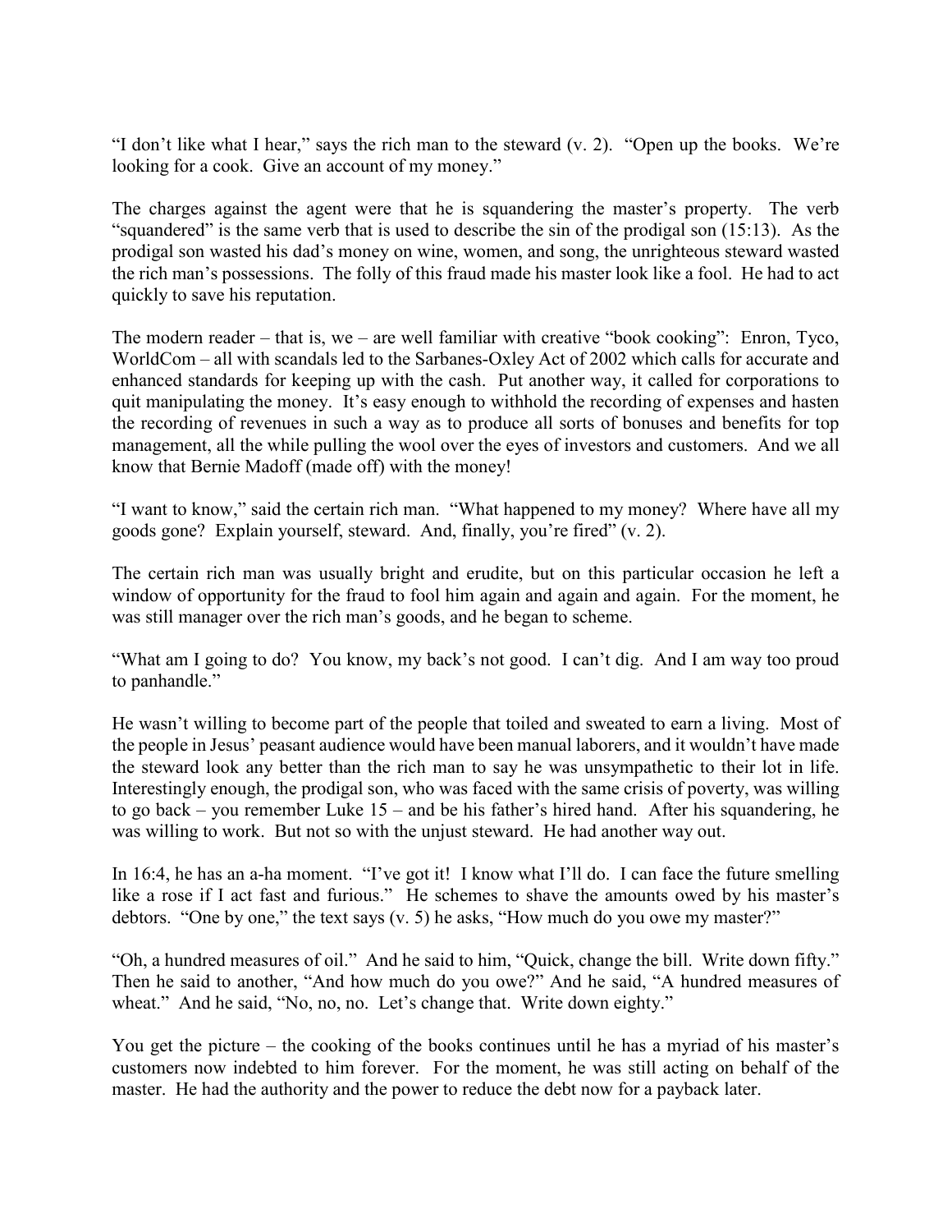"I don't like what I hear," says the rich man to the steward (v. 2). "Open up the books. We're looking for a cook. Give an account of my money."

The charges against the agent were that he is squandering the master's property. The verb "squandered" is the same verb that is used to describe the sin of the prodigal son (15:13). As the prodigal son wasted his dad's money on wine, women, and song, the unrighteous steward wasted the rich man's possessions. The folly of this fraud made his master look like a fool. He had to act quickly to save his reputation.

The modern reader – that is, we – are well familiar with creative "book cooking": Enron, Tyco, WorldCom – all with scandals led to the Sarbanes-Oxley Act of 2002 which calls for accurate and enhanced standards for keeping up with the cash. Put another way, it called for corporations to quit manipulating the money. It's easy enough to withhold the recording of expenses and hasten the recording of revenues in such a way as to produce all sorts of bonuses and benefits for top management, all the while pulling the wool over the eyes of investors and customers. And we all know that Bernie Madoff (made off) with the money!

"I want to know," said the certain rich man. "What happened to my money? Where have all my goods gone? Explain yourself, steward. And, finally, you're fired" (v. 2).

The certain rich man was usually bright and erudite, but on this particular occasion he left a window of opportunity for the fraud to fool him again and again and again. For the moment, he was still manager over the rich man's goods, and he began to scheme.

"What am I going to do? You know, my back's not good. I can't dig. And I am way too proud to panhandle."

He wasn't willing to become part of the people that toiled and sweated to earn a living. Most of the people in Jesus' peasant audience would have been manual laborers, and it wouldn't have made the steward look any better than the rich man to say he was unsympathetic to their lot in life. Interestingly enough, the prodigal son, who was faced with the same crisis of poverty, was willing to go back – you remember Luke 15 – and be his father's hired hand. After his squandering, he was willing to work. But not so with the unjust steward. He had another way out.

In 16:4, he has an a-ha moment. "I've got it! I know what I'll do. I can face the future smelling like a rose if I act fast and furious." He schemes to shave the amounts owed by his master's debtors. "One by one," the text says (v. 5) he asks, "How much do you owe my master?"

"Oh, a hundred measures of oil." And he said to him, "Quick, change the bill. Write down fifty." Then he said to another, "And how much do you owe?" And he said, "A hundred measures of wheat." And he said, "No, no, no. Let's change that. Write down eighty."

You get the picture – the cooking of the books continues until he has a myriad of his master's customers now indebted to him forever. For the moment, he was still acting on behalf of the master. He had the authority and the power to reduce the debt now for a payback later.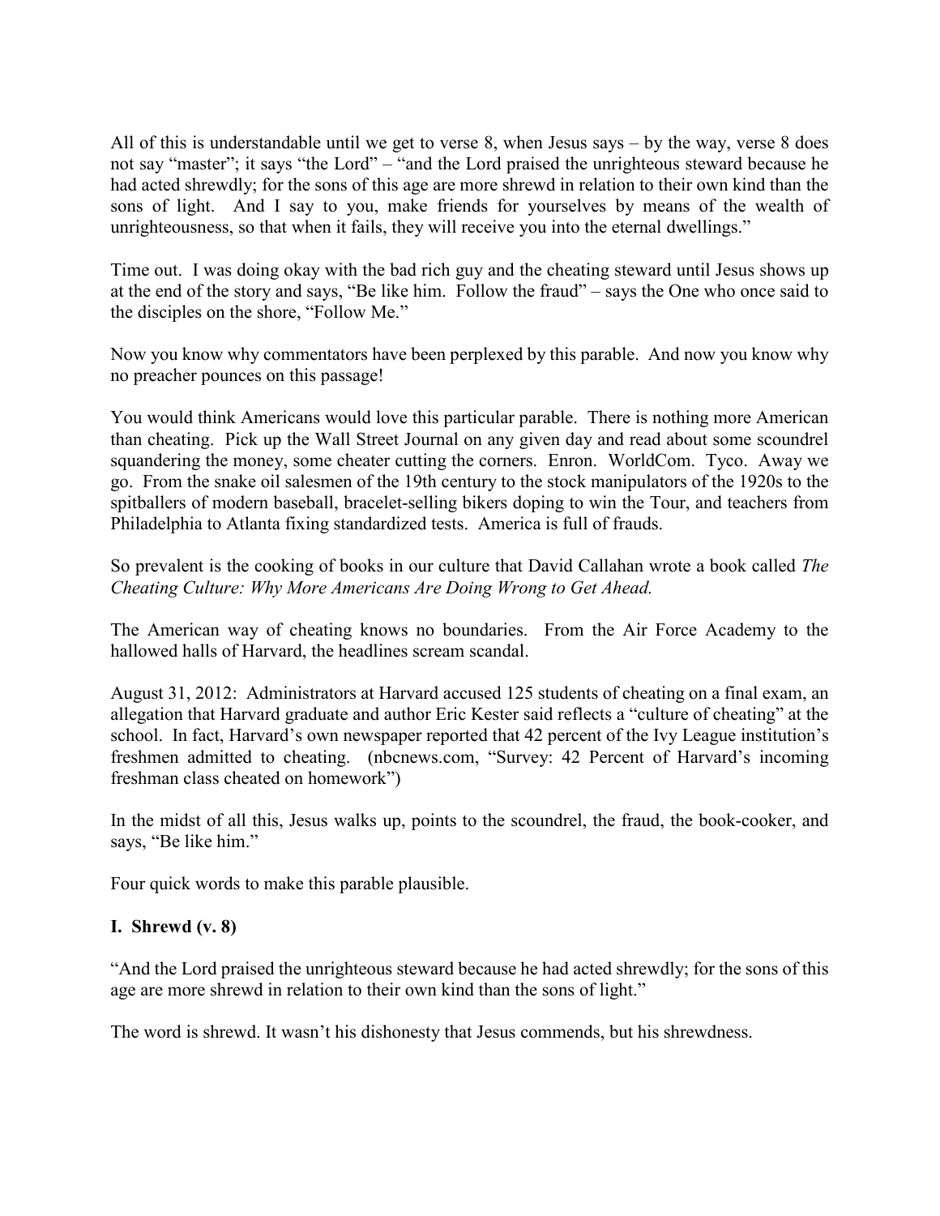All of this is understandable until we get to verse 8, when Jesus says – by the way, verse 8 does not say "master"; it says "the Lord" – "and the Lord praised the unrighteous steward because he had acted shrewdly; for the sons of this age are more shrewd in relation to their own kind than the sons of light. And I say to you, make friends for yourselves by means of the wealth of unrighteousness, so that when it fails, they will receive you into the eternal dwellings."

Time out. I was doing okay with the bad rich guy and the cheating steward until Jesus shows up at the end of the story and says, "Be like him. Follow the fraud" – says the One who once said to the disciples on the shore, "Follow Me."

Now you know why commentators have been perplexed by this parable. And now you know why no preacher pounces on this passage!

You would think Americans would love this particular parable. There is nothing more American than cheating. Pick up the Wall Street Journal on any given day and read about some scoundrel squandering the money, some cheater cutting the corners. Enron. WorldCom. Tyco. Away we go. From the snake oil salesmen of the 19th century to the stock manipulators of the 1920s to the spitballers of modern baseball, bracelet-selling bikers doping to win the Tour, and teachers from Philadelphia to Atlanta fixing standardized tests. America is full of frauds.

So prevalent is the cooking of books in our culture that David Callahan wrote a book called *The Cheating Culture: Why More Americans Are Doing Wrong to Get Ahead.*

The American way of cheating knows no boundaries. From the Air Force Academy to the hallowed halls of Harvard, the headlines scream scandal.

August 31, 2012: Administrators at Harvard accused 125 students of cheating on a final exam, an allegation that Harvard graduate and author Eric Kester said reflects a "culture of cheating" at the school. In fact, Harvard's own newspaper reported that 42 percent of the Ivy League institution's freshmen admitted to cheating. (nbcnews.com, "Survey: 42 Percent of Harvard's incoming freshman class cheated on homework")

In the midst of all this, Jesus walks up, points to the scoundrel, the fraud, the book-cooker, and says, "Be like him."

Four quick words to make this parable plausible.

## I. Shrewd (v. 8)

"And the Lord praised the unrighteous steward because he had acted shrewdly; for the sons of this age are more shrewd in relation to their own kind than the sons of light."

The word is shrewd. It wasn't his dishonesty that Jesus commends, but his shrewdness.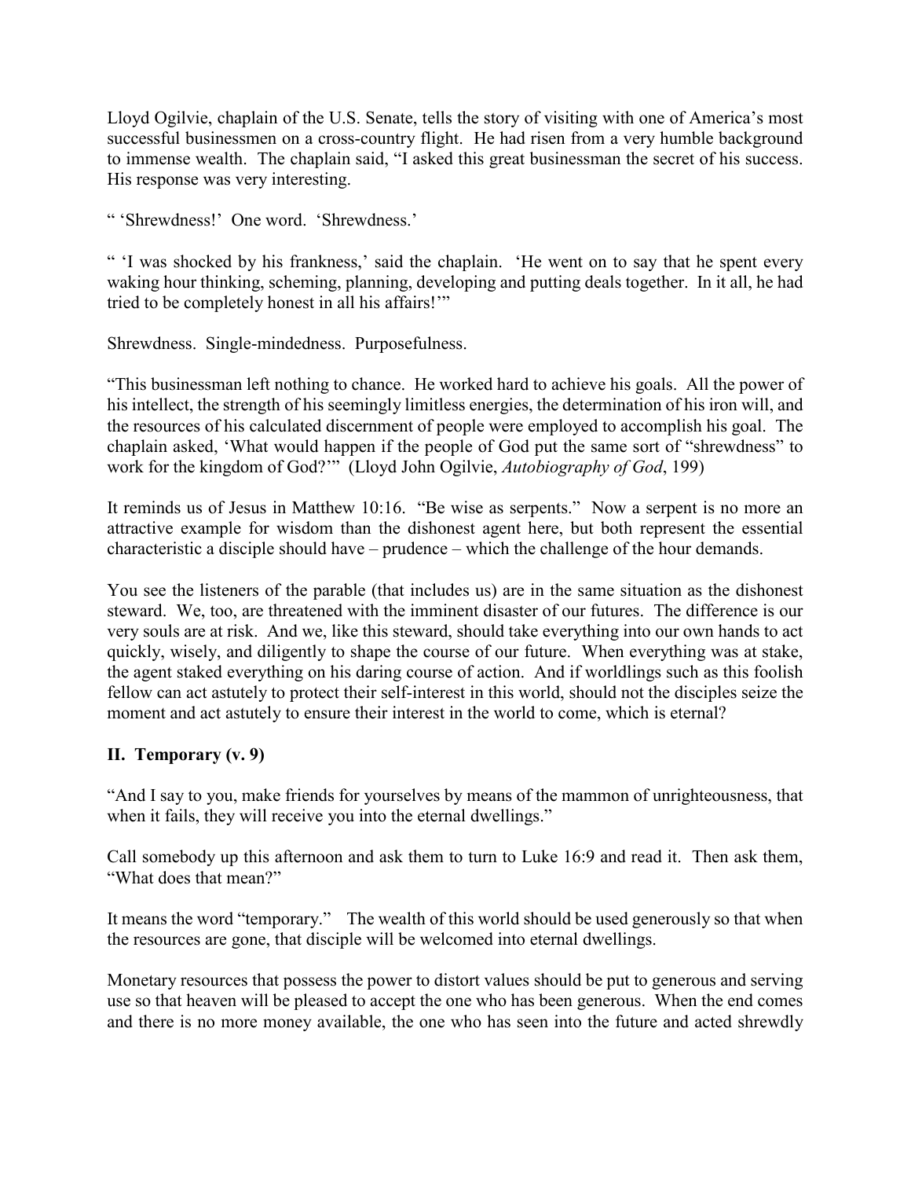Lloyd Ogilvie, chaplain of the U.S. Senate, tells the story of visiting with one of America's most successful businessmen on a cross-country flight. He had risen from a very humble background to immense wealth. The chaplain said, "I asked this great businessman the secret of his success. His response was very interesting.

" 'Shrewdness!' One word. 'Shrewdness.'

" 'I was shocked by his frankness,' said the chaplain. 'He went on to say that he spent every waking hour thinking, scheming, planning, developing and putting deals together. In it all, he had tried to be completely honest in all his affairs!'"

Shrewdness. Single-mindedness. Purposefulness.

"This businessman left nothing to chance. He worked hard to achieve his goals. All the power of his intellect, the strength of his seemingly limitless energies, the determination of his iron will, and the resources of his calculated discernment of people were employed to accomplish his goal. The chaplain asked, 'What would happen if the people of God put the same sort of "shrewdness" to work for the kingdom of God?'" (Lloyd John Ogilvie, *Autobiography of God*, 199)

It reminds us of Jesus in Matthew 10:16. "Be wise as serpents." Now a serpent is no more an attractive example for wisdom than the dishonest agent here, but both represent the essential characteristic a disciple should have – prudence – which the challenge of the hour demands.

You see the listeners of the parable (that includes us) are in the same situation as the dishonest steward. We, too, are threatened with the imminent disaster of our futures. The difference is our very souls are at risk. And we, like this steward, should take everything into our own hands to act quickly, wisely, and diligently to shape the course of our future. When everything was at stake, the agent staked everything on his daring course of action. And if worldlings such as this foolish fellow can act astutely to protect their self-interest in this world, should not the disciples seize the moment and act astutely to ensure their interest in the world to come, which is eternal?

## II. Temporary (v. 9)

"And I say to you, make friends for yourselves by means of the mammon of unrighteousness, that when it fails, they will receive you into the eternal dwellings."

Call somebody up this afternoon and ask them to turn to Luke 16:9 and read it. Then ask them, "What does that mean?"

It means the word "temporary." The wealth of this world should be used generously so that when the resources are gone, that disciple will be welcomed into eternal dwellings.

Monetary resources that possess the power to distort values should be put to generous and serving use so that heaven will be pleased to accept the one who has been generous. When the end comes and there is no more money available, the one who has seen into the future and acted shrewdly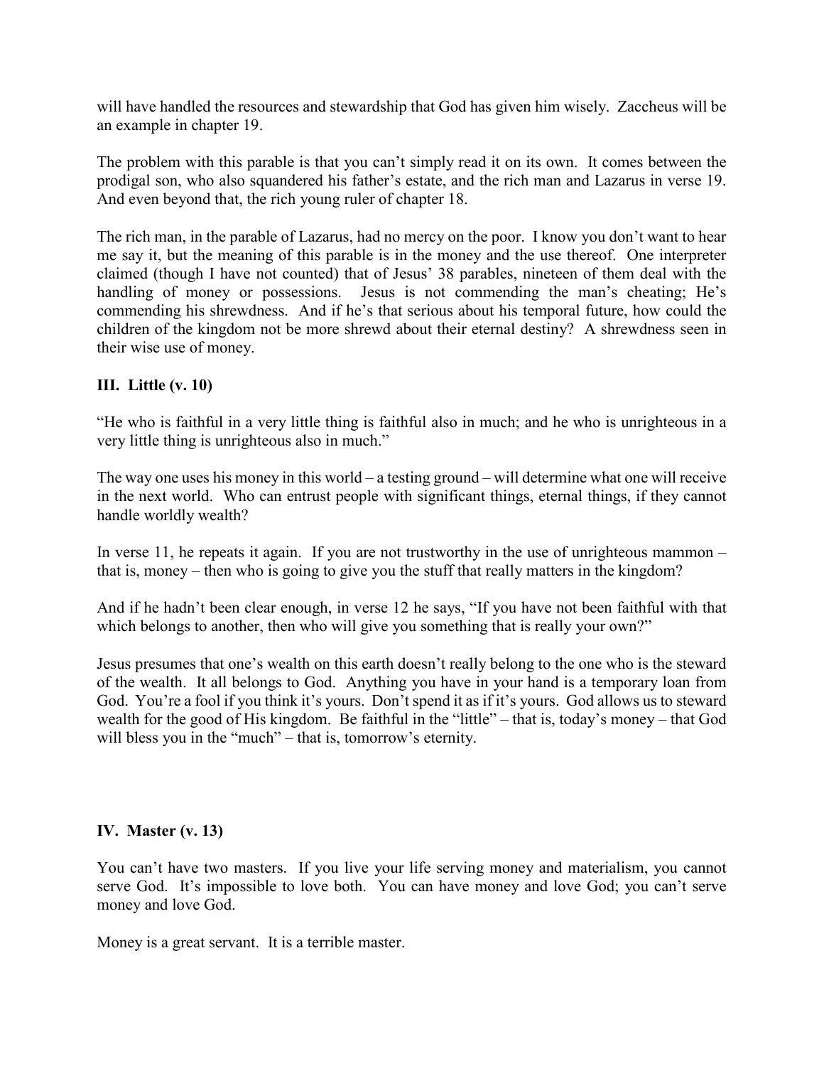will have handled the resources and stewardship that God has given him wisely. Zaccheus will be an example in chapter 19.

The problem with this parable is that you can't simply read it on its own. It comes between the prodigal son, who also squandered his father's estate, and the rich man and Lazarus in verse 19. And even beyond that, the rich young ruler of chapter 18.

The rich man, in the parable of Lazarus, had no mercy on the poor. I know you don't want to hear me say it, but the meaning of this parable is in the money and the use thereof. One interpreter claimed (though I have not counted) that of Jesus' 38 parables, nineteen of them deal with the handling of money or possessions. Jesus is not commending the man's cheating; He's commending his shrewdness. And if he's that serious about his temporal future, how could the children of the kingdom not be more shrewd about their eternal destiny? A shrewdness seen in their wise use of money.

### III. Little (v. 10)

"He who is faithful in a very little thing is faithful also in much; and he who is unrighteous in a very little thing is unrighteous also in much."

The way one uses his money in this world – a testing ground – will determine what one will receive in the next world. Who can entrust people with significant things, eternal things, if they cannot handle worldly wealth?

In verse 11, he repeats it again. If you are not trustworthy in the use of unrighteous mammon – that is, money – then who is going to give you the stuff that really matters in the kingdom?

And if he hadn't been clear enough, in verse 12 he says, "If you have not been faithful with that which belongs to another, then who will give you something that is really your own?"

Jesus presumes that one's wealth on this earth doesn't really belong to the one who is the steward of the wealth. It all belongs to God. Anything you have in your hand is a temporary loan from God. You're a fool if you think it's yours. Don't spend it as if it's yours. God allows us to steward wealth for the good of His kingdom. Be faithful in the "little" – that is, today's money – that God will bless you in the "much" – that is, tomorrow's eternity.

### IV. Master (v. 13)

You can't have two masters. If you live your life serving money and materialism, you cannot serve God. It's impossible to love both. You can have money and love God; you can't serve money and love God.

Money is a great servant. It is a terrible master.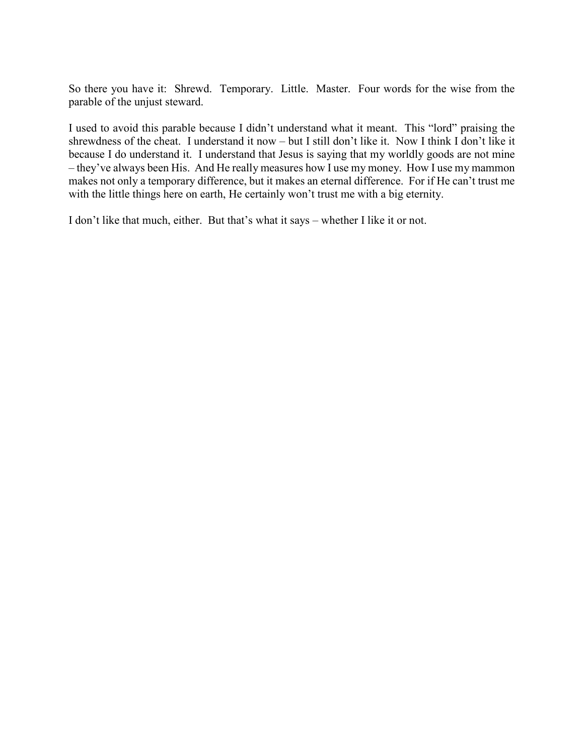So there you have it: Shrewd. Temporary. Little. Master. Four words for the wise from the parable of the unjust steward.

I used to avoid this parable because I didn't understand what it meant. This "lord" praising the shrewdness of the cheat. I understand it now – but I still don't like it. Now I think I don't like it because I do understand it. I understand that Jesus is saying that my worldly goods are not mine – they've always been His. And He really measures how I use my money. How I use my mammon makes not only a temporary difference, but it makes an eternal difference. For if He can't trust me with the little things here on earth, He certainly won't trust me with a big eternity.

I don't like that much, either. But that's what it says – whether I like it or not.